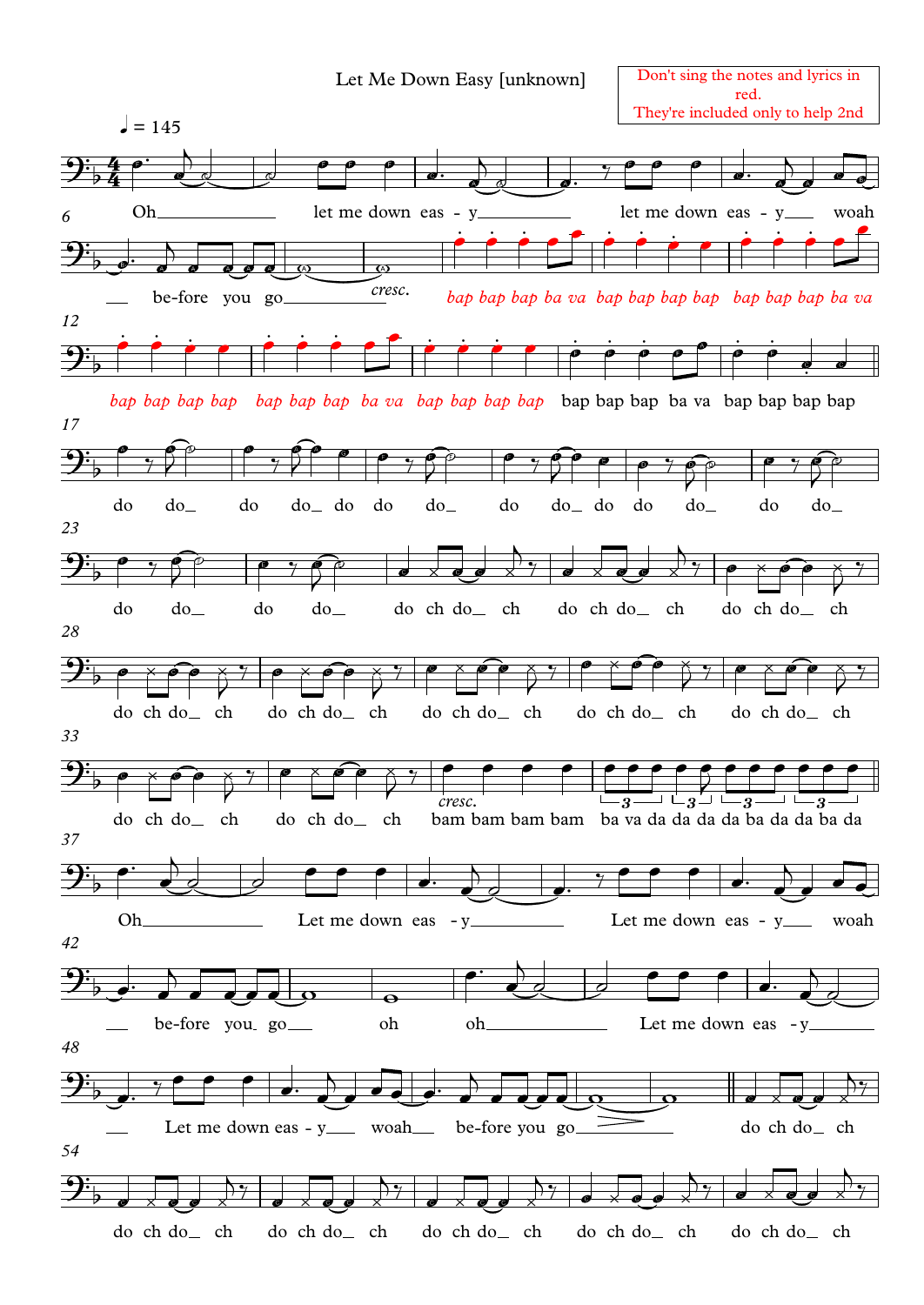# Let Me Down Easy [unknown]

Don't sing the notes and lyrics in red.
They're included only to help 2nd

♩ = 145

Oh let me down eas - y let me down eas - y woah

be-fore you go *cresc.* bap bap bap ba va bap bap bap bap bap bap bap ba va

bap bap bap bap bap bap bap ba va bap bap bap bap bap bap bap ba va bap bap bap bap

do do do do do do do do do do do do do

do do do do do ch do ch do ch do ch do ch

do ch do ch do ch do ch do ch do ch do ch do ch do ch do ch do ch do ch

do ch do ch do ch do ch *cresc.* bam bam bam bam ba va da da da da ba da da ba da

Oh Let me down eas - y Let me down eas - y woah

be-fore you go oh oh Let me down eas - y

Let me down eas - y woah be-fore you go do ch do ch

do ch do ch do ch do ch do ch do ch do ch do ch do ch do ch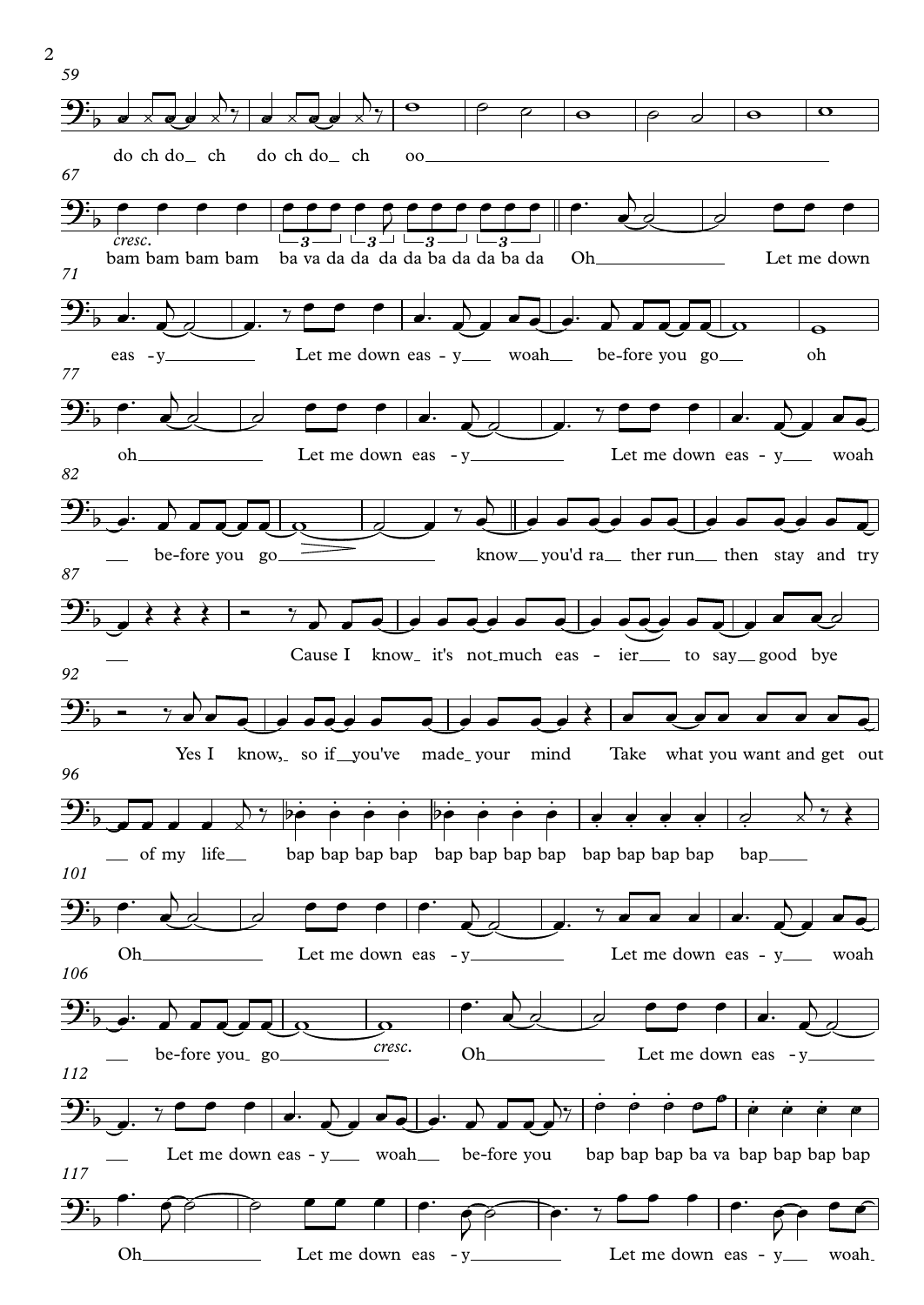59

do ch do ch do ch do ch oo

67

*cresc.*

bam bam bam bam ba va da da da da ba da da ba da Oh Let me down

71

eas - y Let me down eas - y woah be-fore you go oh

77

oh Let me down eas - y Let me down eas - y woah

82

be-fore you go know you'd ra ther run then stay and try

87

Cause I know it's not much eas - ier to say good bye

92

Yes I know, so if you've made your mind Take what you want and get out

96

of my life bap bap bap bap bap bap bap bap bap bap bap bap bap

101

Oh Let me down eas - y Let me down eas - y woah

106

*cresc.*

be-fore you go Oh Let me down eas - y

112

Let me down eas - y woah be-fore you bap bap bap ba va bap bap bap bap

117

Oh Let me down eas - y Let me down eas - y woah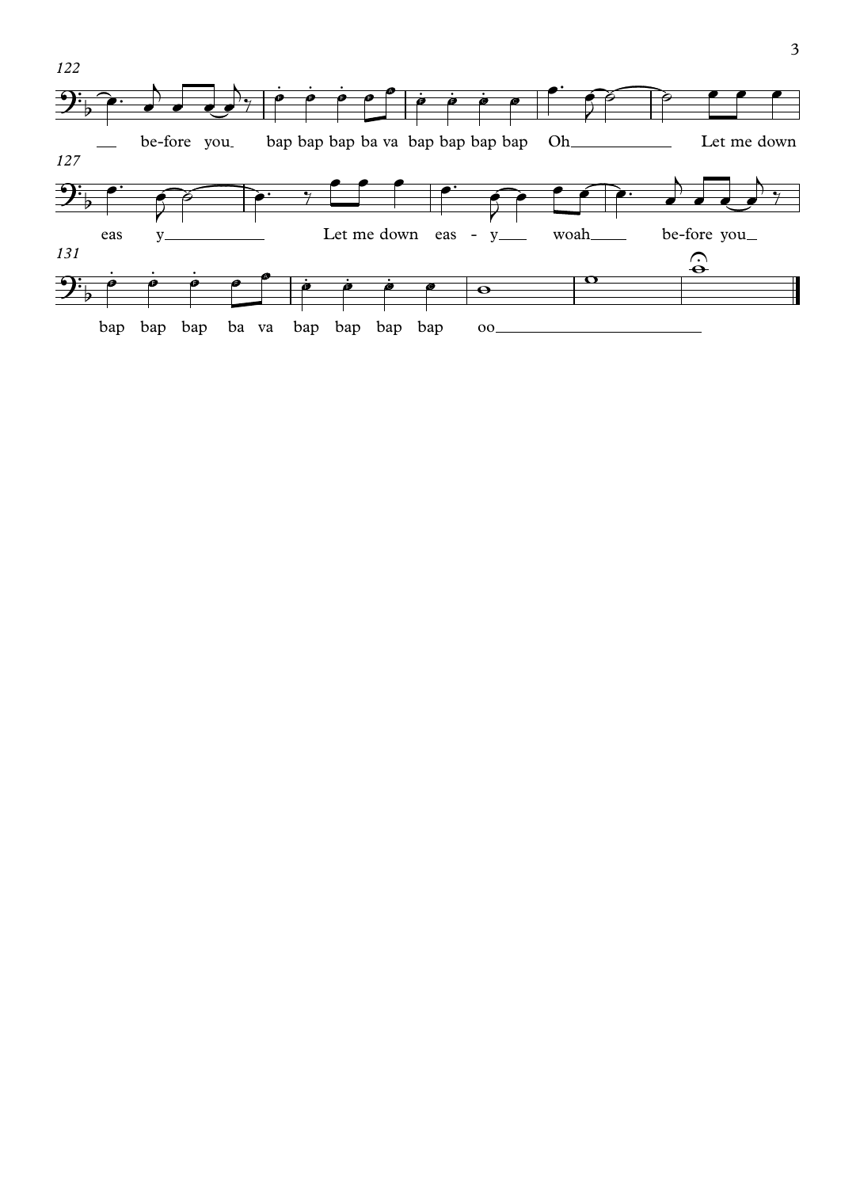122

be-fore you bap bap bap ba va bap bap bap bap Oh Let me down

127

eas y Let me down eas - y woah be-fore you

131

bap bap bap ba va bap bap bap bap oo